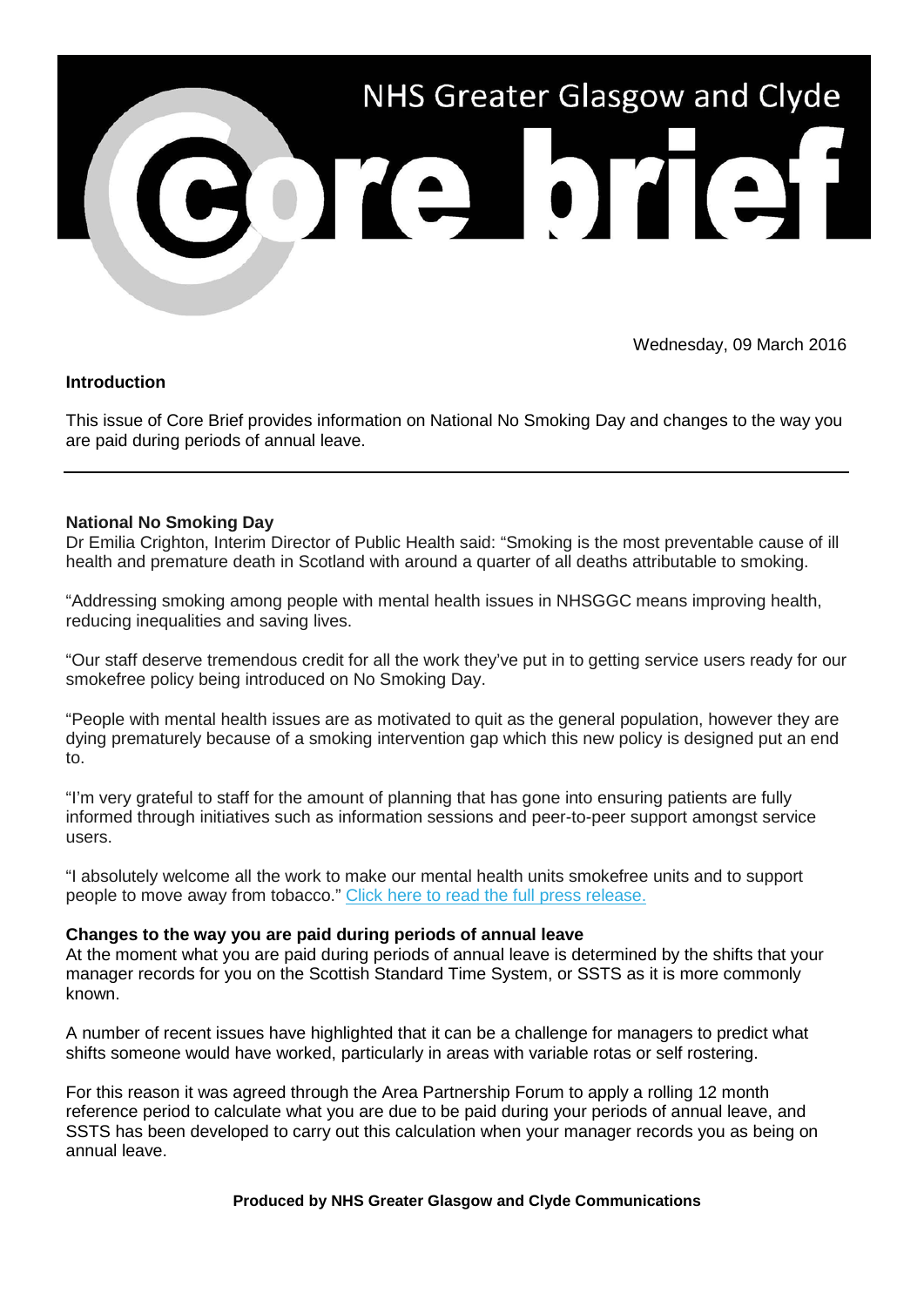# NHS Greater Glasgow and Clyde Core brief

Wednesday, 09 March 2016

## Introduction

This issue of Core Brief provides information on National No Smoking Day and changes to the way you are paid during periods of annual leave.

---

## National No Smoking Day

Dr Emilia Crighton, Interim Director of Public Health said: "Smoking is the most preventable cause of ill health and premature death in Scotland with around a quarter of all deaths attributable to smoking.

"Addressing smoking among people with mental health issues in NHSGGC means improving health, reducing inequalities and saving lives.

"Our staff deserve tremendous credit for all the work they've put in to getting service users ready for our smokefree policy being introduced on No Smoking Day.

"People with mental health issues are as motivated to quit as the general population, however they are dying prematurely because of a smoking intervention gap which this new policy is designed put an end to.

"I'm very grateful to staff for the amount of planning that has gone into ensuring patients are fully informed through initiatives such as information sessions and peer-to-peer support amongst service users.

"I absolutely welcome all the work to make our mental health units smokefree units and to support people to move away from tobacco." Click here to read the full press release.

## Changes to the way you are paid during periods of annual leave

At the moment what you are paid during periods of annual leave is determined by the shifts that your manager records for you on the Scottish Standard Time System, or SSTS as it is more commonly known.

A number of recent issues have highlighted that it can be a challenge for managers to predict what shifts someone would have worked, particularly in areas with variable rotas or self rostering.

For this reason it was agreed through the Area Partnership Forum to apply a rolling 12 month reference period to calculate what you are due to be paid during your periods of annual leave, and SSTS has been developed to carry out this calculation when your manager records you as being on annual leave.

**Produced by NHS Greater Glasgow and Clyde Communications**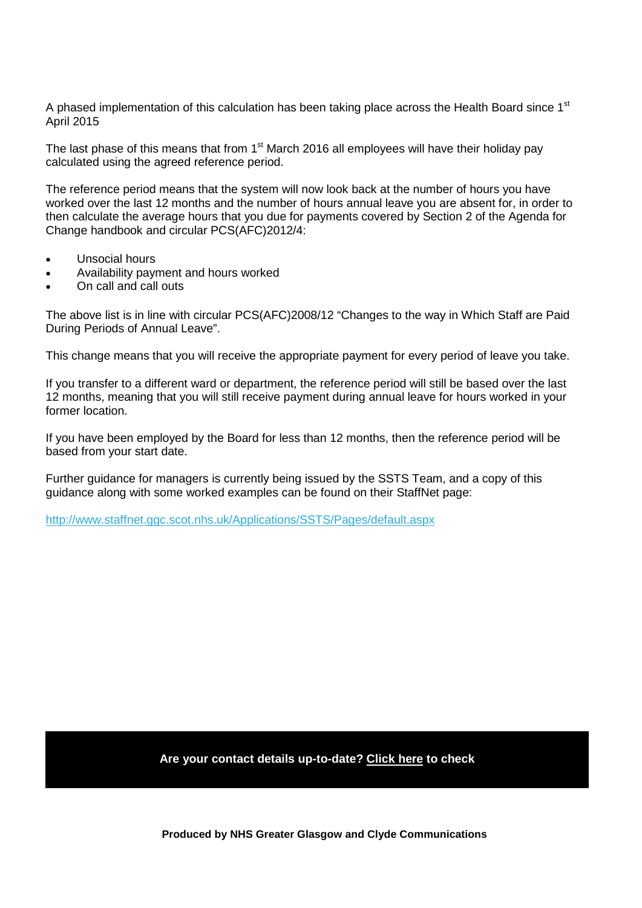A phased implementation of this calculation has been taking place across the Health Board since 1st April 2015

The last phase of this means that from 1st March 2016 all employees will have their holiday pay calculated using the agreed reference period.

The reference period means that the system will now look back at the number of hours you have worked over the last 12 months and the number of hours annual leave you are absent for, in order to then calculate the average hours that you due for payments covered by Section 2 of the Agenda for Change handbook and circular PCS(AFC)2012/4:

- Unsocial hours
- Availability payment and hours worked
- On call and call outs

The above list is in line with circular PCS(AFC)2008/12 "Changes to the way in Which Staff are Paid During Periods of Annual Leave".

This change means that you will receive the appropriate payment for every period of leave you take.

If you transfer to a different ward or department, the reference period will still be based over the last 12 months, meaning that you will still receive payment during annual leave for hours worked in your former location.

If you have been employed by the Board for less than 12 months, then the reference period will be based from your start date.

Further guidance for managers is currently being issued by the SSTS Team, and a copy of this guidance along with some worked examples can be found on their StaffNet page:

http://www.staffnet.ggc.scot.nhs.uk/Applications/SSTS/Pages/default.aspx

**Are your contact details up-to-date? Click here to check**

**Produced by NHS Greater Glasgow and Clyde Communications**